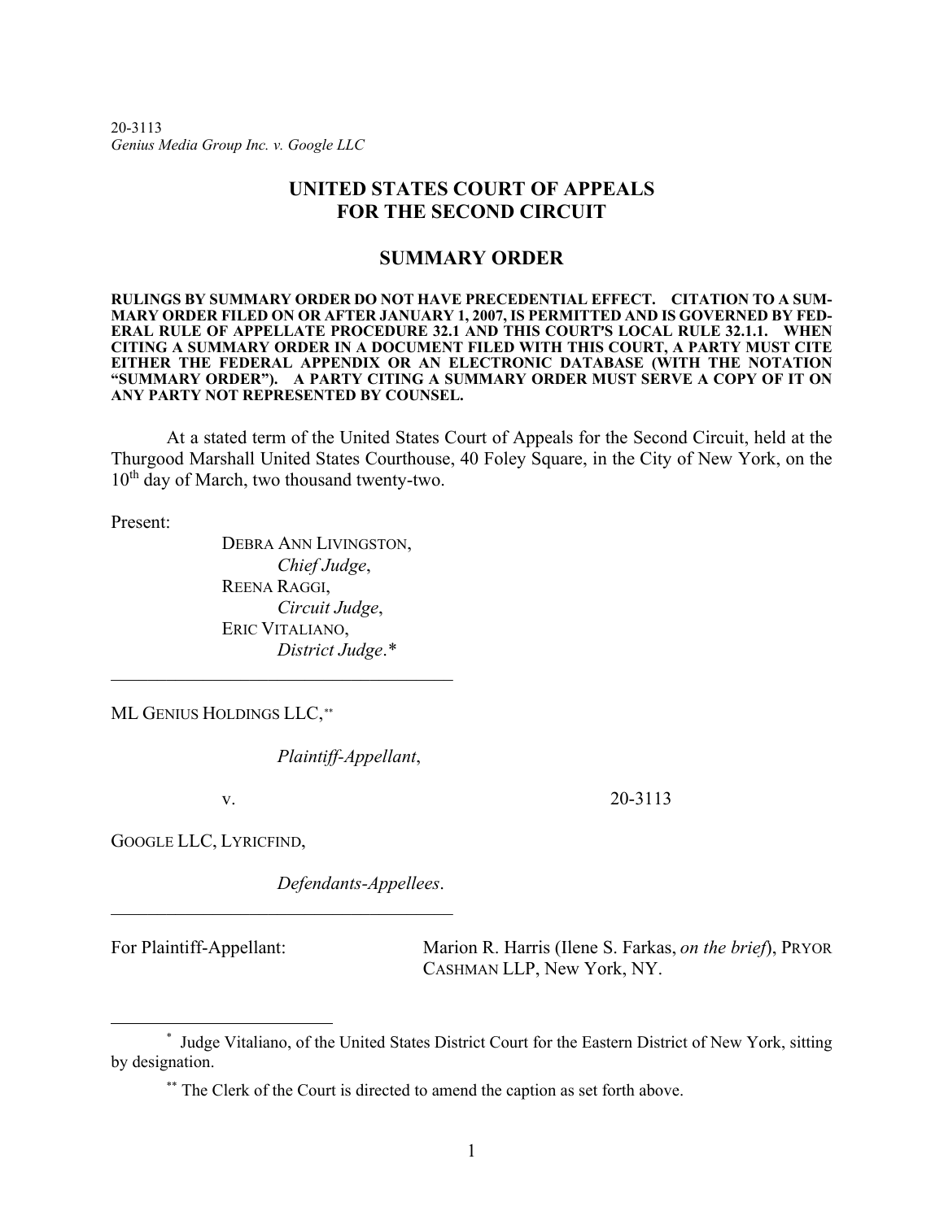20-3113
*Genius Media Group Inc. v. Google LLC*

# UNITED STATES COURT OF APPEALS FOR THE SECOND CIRCUIT

## SUMMARY ORDER

**RULINGS BY SUMMARY ORDER DO NOT HAVE PRECEDENTIAL EFFECT. CITATION TO A SUMMARY ORDER FILED ON OR AFTER JANUARY 1, 2007, IS PERMITTED AND IS GOVERNED BY FEDERAL RULE OF APPELLATE PROCEDURE 32.1 AND THIS COURT'S LOCAL RULE 32.1.1. WHEN CITING A SUMMARY ORDER IN A DOCUMENT FILED WITH THIS COURT, A PARTY MUST CITE EITHER THE FEDERAL APPENDIX OR AN ELECTRONIC DATABASE (WITH THE NOTATION "SUMMARY ORDER"). A PARTY CITING A SUMMARY ORDER MUST SERVE A COPY OF IT ON ANY PARTY NOT REPRESENTED BY COUNSEL.**

At a stated term of the United States Court of Appeals for the Second Circuit, held at the Thurgood Marshall United States Courthouse, 40 Foley Square, in the City of New York, on the 10th day of March, two thousand twenty-two.

Present:

DEBRA ANN LIVINGSTON,
*Chief Judge*,
REENA RAGGI,
*Circuit Judge*,
ERIC VITALIANO,
*District Judge*.*

---

ML GENIUS HOLDINGS LLC,**

*Plaintiff-Appellant*,

v. 20-3113

GOOGLE LLC, LYRICFIND,

*Defendants-Appellees*.

---

For Plaintiff-Appellant: Marion R. Harris (Ilene S. Farkas, *on the brief*), PRYOR CASHMAN LLP, New York, NY.

---

\* Judge Vitaliano, of the United States District Court for the Eastern District of New York, sitting by designation.

\** The Clerk of the Court is directed to amend the caption as set forth above.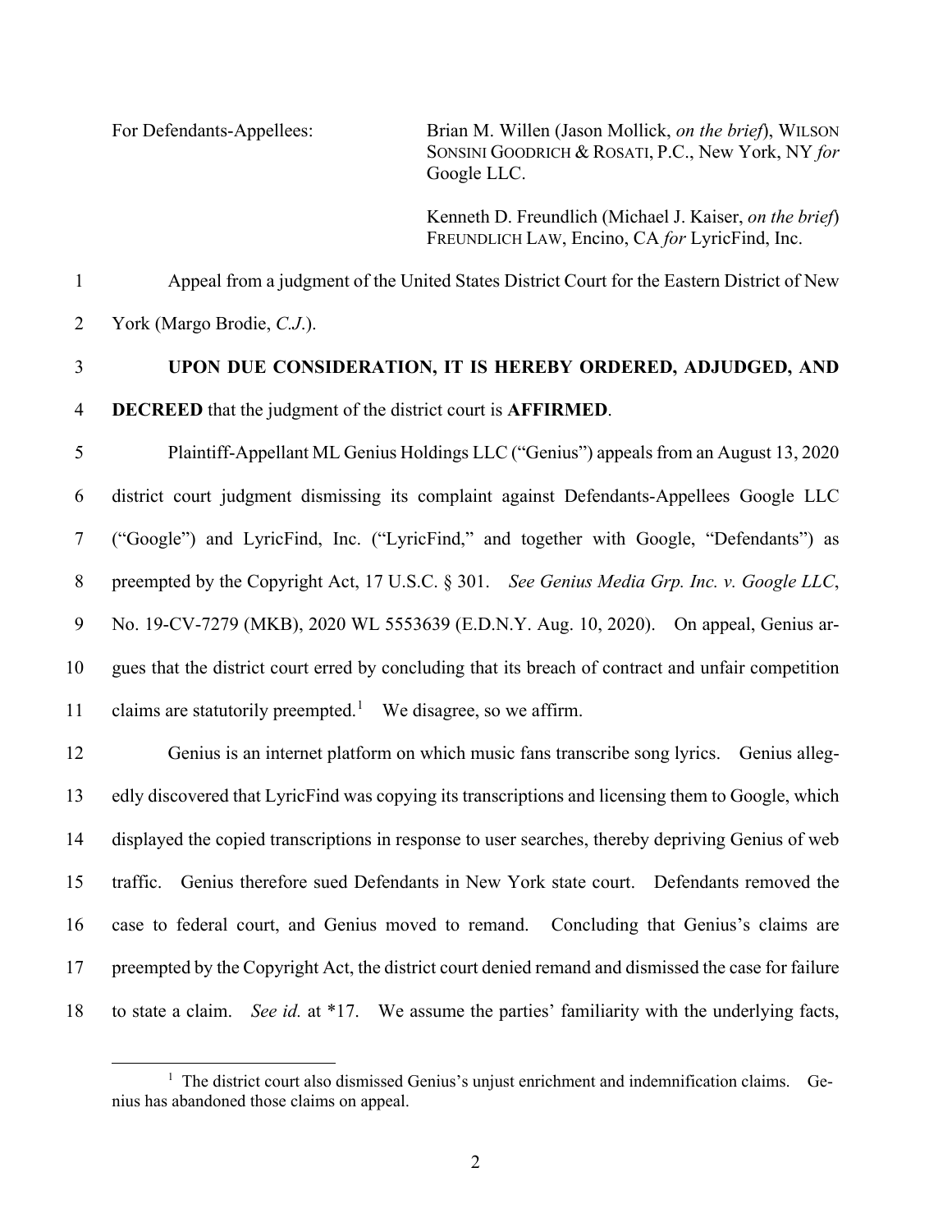For Defendants-Appellees: Brian M. Willen (Jason Mollick, *on the brief*), WILSON SONSINI GOODRICH & ROSATI, P.C., New York, NY *for* Google LLC.

Kenneth D. Freundlich (Michael J. Kaiser, *on the brief*) FREUNDLICH LAW, Encino, CA *for* LyricFind, Inc.

Appeal from a judgment of the United States District Court for the Eastern District of New York (Margo Brodie, *C.J.*).

**UPON DUE CONSIDERATION, IT IS HEREBY ORDERED, ADJUDGED, AND DECREED** that the judgment of the district court is **AFFIRMED**.

Plaintiff-Appellant ML Genius Holdings LLC ("Genius") appeals from an August 13, 2020 district court judgment dismissing its complaint against Defendants-Appellees Google LLC ("Google") and LyricFind, Inc. ("LyricFind," and together with Google, "Defendants") as preempted by the Copyright Act, 17 U.S.C. § 301. *See Genius Media Grp. Inc. v. Google LLC*, No. 19-CV-7279 (MKB), 2020 WL 5553639 (E.D.N.Y. Aug. 10, 2020). On appeal, Genius argues that the district court erred by concluding that its breach of contract and unfair competition claims are statutorily preempted.[1] We disagree, so we affirm.

Genius is an internet platform on which music fans transcribe song lyrics. Genius allegedly discovered that LyricFind was copying its transcriptions and licensing them to Google, which displayed the copied transcriptions in response to user searches, thereby depriving Genius of web traffic. Genius therefore sued Defendants in New York state court. Defendants removed the case to federal court, and Genius moved to remand. Concluding that Genius's claims are preempted by the Copyright Act, the district court denied remand and dismissed the case for failure to state a claim. *See id.* at *17. We assume the parties' familiarity with the underlying facts,

[1] The district court also dismissed Genius's unjust enrichment and indemnification claims. Genius has abandoned those claims on appeal.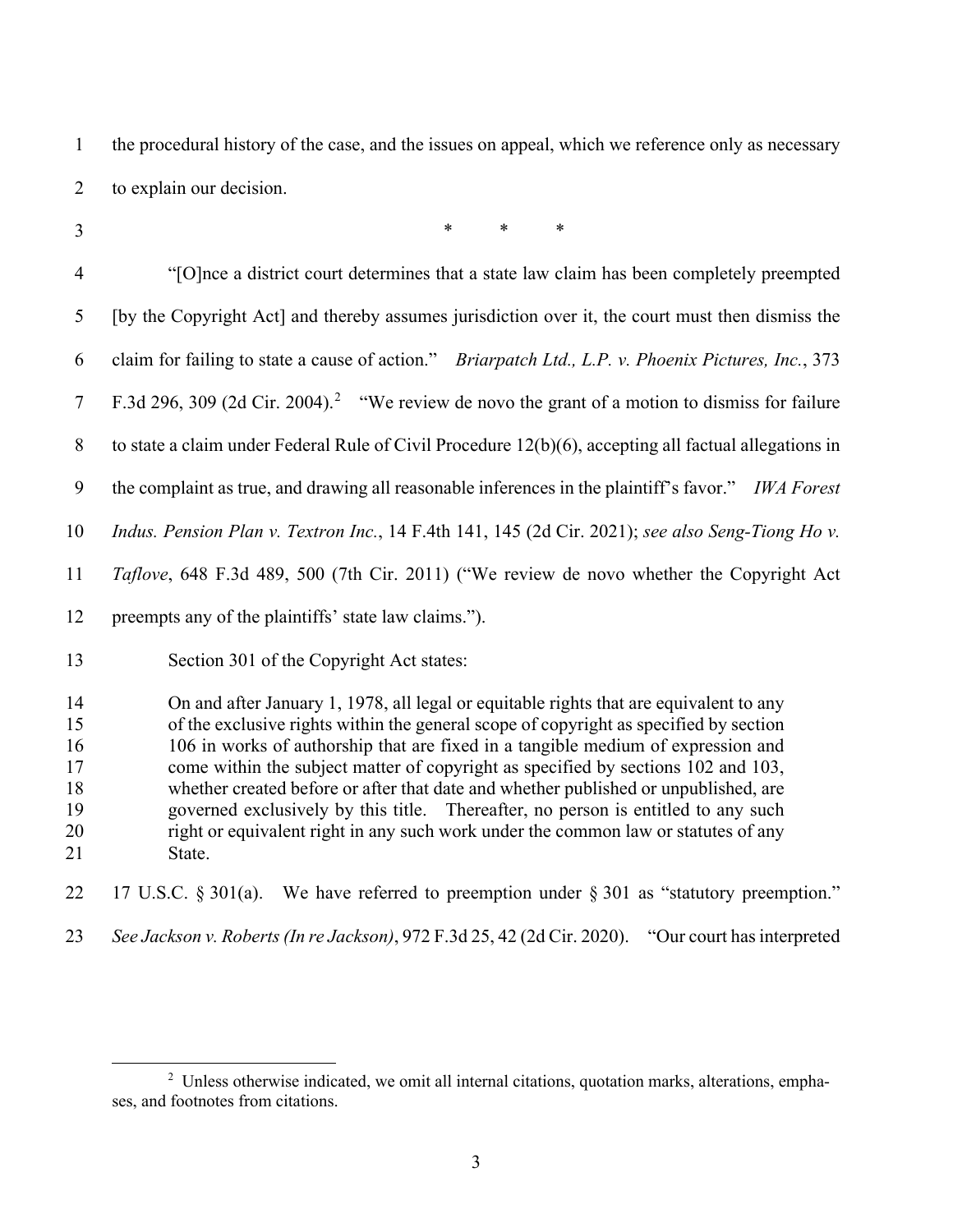the procedural history of the case, and the issues on appeal, which we reference only as necessary to explain our decision.

\* \* \*

"[O]nce a district court determines that a state law claim has been completely preempted [by the Copyright Act] and thereby assumes jurisdiction over it, the court must then dismiss the claim for failing to state a cause of action." *Briarpatch Ltd., L.P. v. Phoenix Pictures, Inc.*, 373 F.3d 296, 309 (2d Cir. 2004).[2] "We review de novo the grant of a motion to dismiss for failure to state a claim under Federal Rule of Civil Procedure 12(b)(6), accepting all factual allegations in the complaint as true, and drawing all reasonable inferences in the plaintiff's favor." *IWA Forest Indus. Pension Plan v. Textron Inc.*, 14 F.4th 141, 145 (2d Cir. 2021); *see also Seng-Tiong Ho v. Taflove*, 648 F.3d 489, 500 (7th Cir. 2011) ("We review de novo whether the Copyright Act preempts any of the plaintiffs' state law claims.").

Section 301 of the Copyright Act states:

> On and after January 1, 1978, all legal or equitable rights that are equivalent to any of the exclusive rights within the general scope of copyright as specified by section 106 in works of authorship that are fixed in a tangible medium of expression and come within the subject matter of copyright as specified by sections 102 and 103, whether created before or after that date and whether published or unpublished, are governed exclusively by this title. Thereafter, no person is entitled to any such right or equivalent right in any such work under the common law or statutes of any State.

17 U.S.C. § 301(a). We have referred to preemption under § 301 as "statutory preemption." *See Jackson v. Roberts (In re Jackson)*, 972 F.3d 25, 42 (2d Cir. 2020). "Our court has interpreted

---

[2] Unless otherwise indicated, we omit all internal citations, quotation marks, alterations, emphases, and footnotes from citations.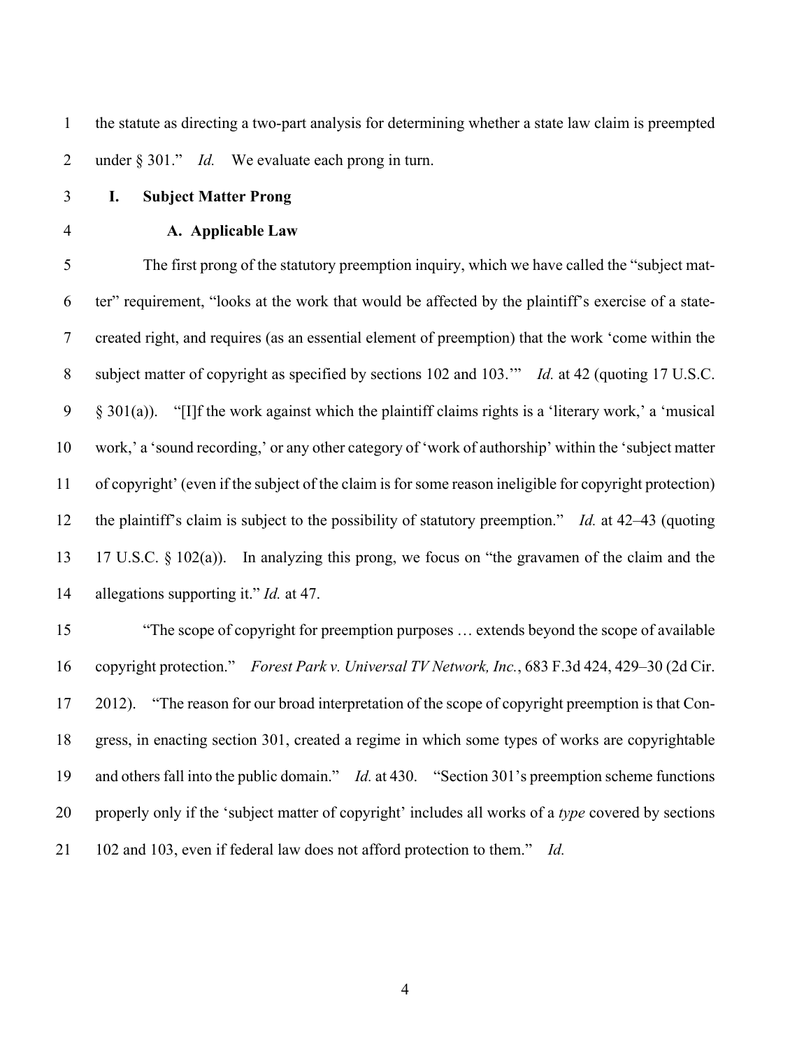the statute as directing a two-part analysis for determining whether a state law claim is preempted under § 301." *Id.* We evaluate each prong in turn.

## I. Subject Matter Prong

### A. Applicable Law

The first prong of the statutory preemption inquiry, which we have called the "subject matter" requirement, "looks at the work that would be affected by the plaintiff's exercise of a state-created right, and requires (as an essential element of preemption) that the work 'come within the subject matter of copyright as specified by sections 102 and 103.'" *Id.* at 42 (quoting 17 U.S.C. § 301(a)). "[I]f the work against which the plaintiff claims rights is a 'literary work,' a 'musical work,' a 'sound recording,' or any other category of 'work of authorship' within the 'subject matter of copyright' (even if the subject of the claim is for some reason ineligible for copyright protection) the plaintiff's claim is subject to the possibility of statutory preemption." *Id.* at 42–43 (quoting 17 U.S.C. § 102(a)). In analyzing this prong, we focus on "the gravamen of the claim and the allegations supporting it." *Id.* at 47.

"The scope of copyright for preemption purposes … extends beyond the scope of available copyright protection." *Forest Park v. Universal TV Network, Inc.*, 683 F.3d 424, 429–30 (2d Cir. 2012). "The reason for our broad interpretation of the scope of copyright preemption is that Congress, in enacting section 301, created a regime in which some types of works are copyrightable and others fall into the public domain." *Id.* at 430. "Section 301's preemption scheme functions properly only if the 'subject matter of copyright' includes all works of a *type* covered by sections 102 and 103, even if federal law does not afford protection to them." *Id.*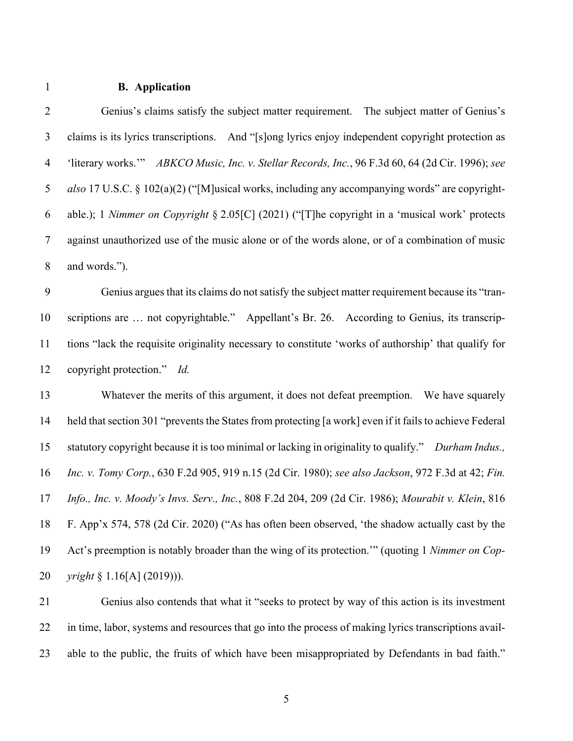**B. Application**

Genius's claims satisfy the subject matter requirement. The subject matter of Genius's claims is its lyrics transcriptions. And "[s]ong lyrics enjoy independent copyright protection as 'literary works.'" *ABKCO Music, Inc. v. Stellar Records, Inc.*, 96 F.3d 60, 64 (2d Cir. 1996); *see also* 17 U.S.C. § 102(a)(2) ("[M]usical works, including any accompanying words" are copyrightable.); 1 *Nimmer on Copyright* § 2.05[C] (2021) ("[T]he copyright in a 'musical work' protects against unauthorized use of the music alone or of the words alone, or of a combination of music and words.").

Genius argues that its claims do not satisfy the subject matter requirement because its "transcriptions are … not copyrightable." Appellant's Br. 26. According to Genius, its transcriptions "lack the requisite originality necessary to constitute 'works of authorship' that qualify for copyright protection." *Id.*

Whatever the merits of this argument, it does not defeat preemption. We have squarely held that section 301 "prevents the States from protecting [a work] even if it fails to achieve Federal statutory copyright because it is too minimal or lacking in originality to qualify." *Durham Indus., Inc. v. Tomy Corp.*, 630 F.2d 905, 919 n.15 (2d Cir. 1980); *see also Jackson*, 972 F.3d at 42; *Fin. Info., Inc. v. Moody's Invs. Serv., Inc.*, 808 F.2d 204, 209 (2d Cir. 1986); *Mourabit v. Klein*, 816 F. App'x 574, 578 (2d Cir. 2020) ("As has often been observed, 'the shadow actually cast by the Act's preemption is notably broader than the wing of its protection.'" (quoting 1 *Nimmer on Copyright* § 1.16[A] (2019))).

Genius also contends that what it "seeks to protect by way of this action is its investment in time, labor, systems and resources that go into the process of making lyrics transcriptions available to the public, the fruits of which have been misappropriated by Defendants in bad faith."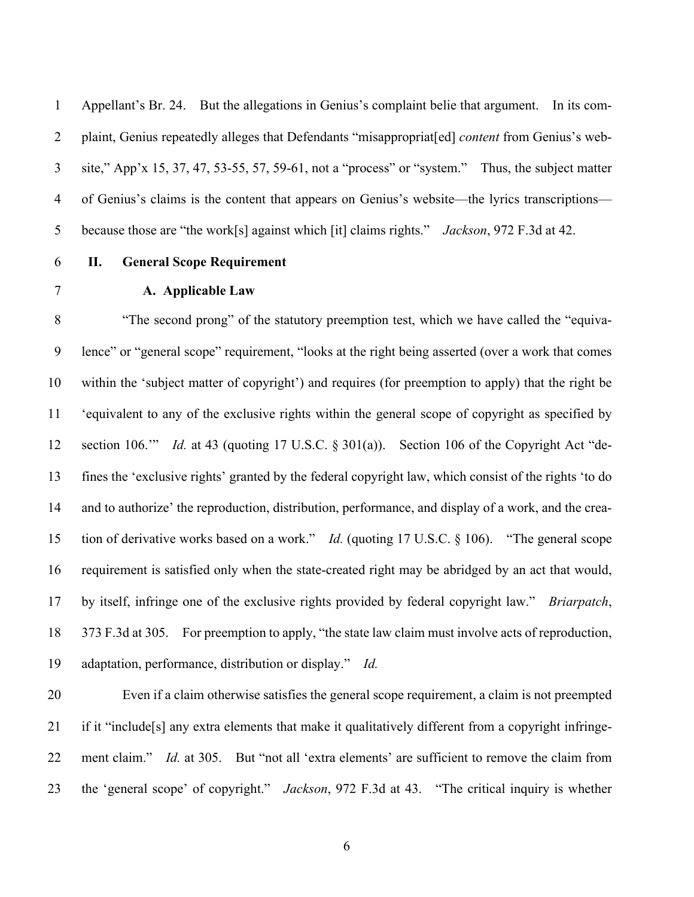Appellant's Br. 24. But the allegations in Genius's complaint belie that argument. In its complaint, Genius repeatedly alleges that Defendants "misappropriat[ed] *content* from Genius's website," App'x 15, 37, 47, 53-55, 57, 59-61, not a "process" or "system." Thus, the subject matter of Genius's claims is the content that appears on Genius's website—the lyrics transcriptions—because those are "the work[s] against which [it] claims rights." *Jackson*, 972 F.3d at 42.

## II. General Scope Requirement

### A. Applicable Law

"The second prong" of the statutory preemption test, which we have called the "equivalence" or "general scope" requirement, "looks at the right being asserted (over a work that comes within the 'subject matter of copyright') and requires (for preemption to apply) that the right be 'equivalent to any of the exclusive rights within the general scope of copyright as specified by section 106.'" *Id.* at 43 (quoting 17 U.S.C. § 301(a)). Section 106 of the Copyright Act "defines the 'exclusive rights' granted by the federal copyright law, which consist of the rights 'to do and to authorize' the reproduction, distribution, performance, and display of a work, and the creation of derivative works based on a work." *Id.* (quoting 17 U.S.C. § 106). "The general scope requirement is satisfied only when the state-created right may be abridged by an act that would, by itself, infringe one of the exclusive rights provided by federal copyright law." *Briarpatch*, 373 F.3d at 305. For preemption to apply, "the state law claim must involve acts of reproduction, adaptation, performance, distribution or display." *Id.*

Even if a claim otherwise satisfies the general scope requirement, a claim is not preempted if it "include[s] any extra elements that make it qualitatively different from a copyright infringement claim." *Id.* at 305. But "not all 'extra elements' are sufficient to remove the claim from the 'general scope' of copyright." *Jackson*, 972 F.3d at 43. "The critical inquiry is whether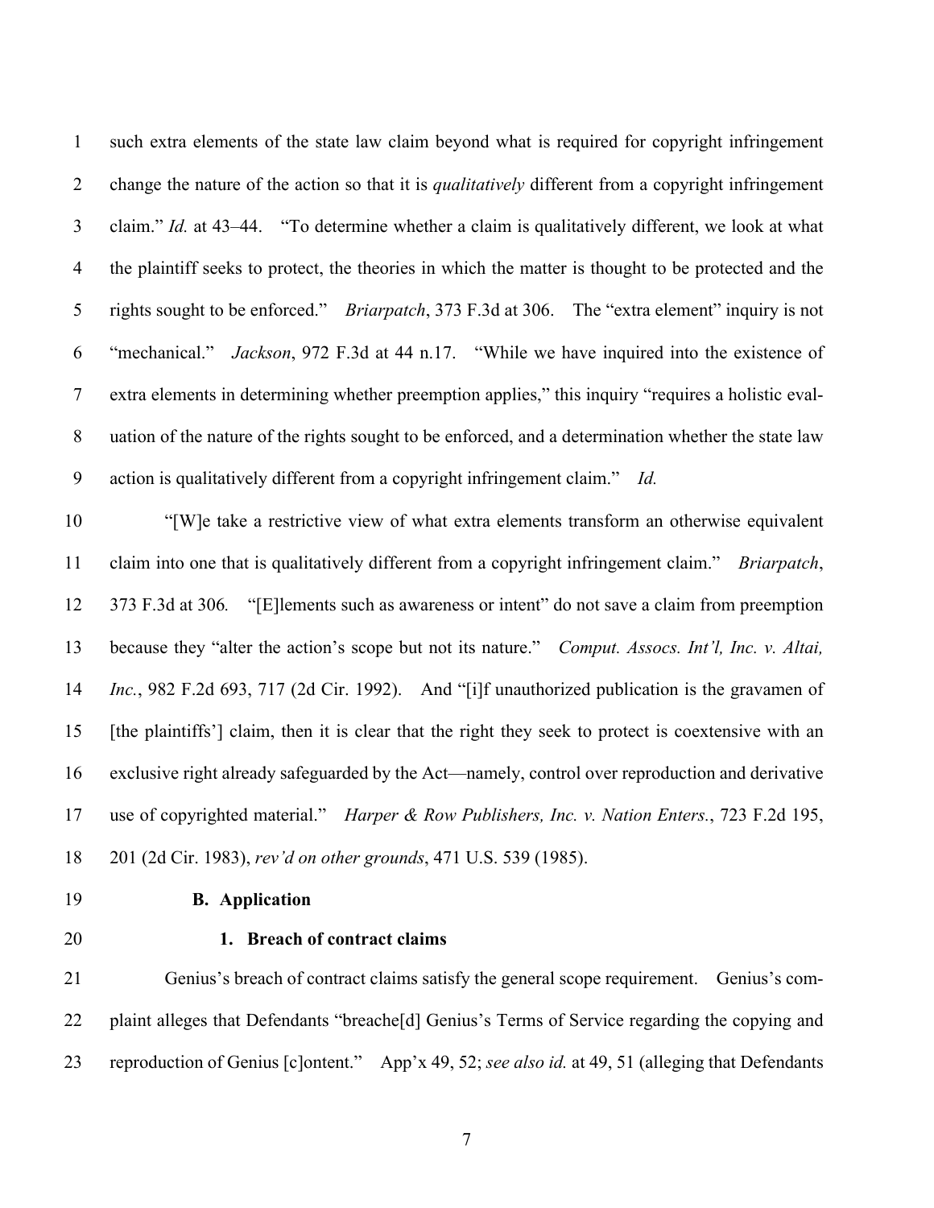such extra elements of the state law claim beyond what is required for copyright infringement change the nature of the action so that it is *qualitatively* different from a copyright infringement claim." *Id.* at 43–44. "To determine whether a claim is qualitatively different, we look at what the plaintiff seeks to protect, the theories in which the matter is thought to be protected and the rights sought to be enforced." *Briarpatch*, 373 F.3d at 306. The "extra element" inquiry is not "mechanical." *Jackson*, 972 F.3d at 44 n.17. "While we have inquired into the existence of extra elements in determining whether preemption applies," this inquiry "requires a holistic evaluation of the nature of the rights sought to be enforced, and a determination whether the state law action is qualitatively different from a copyright infringement claim." *Id.*

"[W]e take a restrictive view of what extra elements transform an otherwise equivalent claim into one that is qualitatively different from a copyright infringement claim." *Briarpatch*, 373 F.3d at 306*.* "[E]lements such as awareness or intent" do not save a claim from preemption because they "alter the action's scope but not its nature." *Comput. Assocs. Int'l, Inc. v. Altai, Inc.*, 982 F.2d 693, 717 (2d Cir. 1992). And "[i]f unauthorized publication is the gravamen of [the plaintiffs'] claim, then it is clear that the right they seek to protect is coextensive with an exclusive right already safeguarded by the Act—namely, control over reproduction and derivative use of copyrighted material." *Harper & Row Publishers, Inc. v. Nation Enters.*, 723 F.2d 195, 201 (2d Cir. 1983), *rev'd on other grounds*, 471 U.S. 539 (1985).

### B. Application

#### 1. Breach of contract claims

Genius's breach of contract claims satisfy the general scope requirement. Genius's complaint alleges that Defendants "breache[d] Genius's Terms of Service regarding the copying and reproduction of Genius [c]ontent." App'x 49, 52; *see also id.* at 49, 51 (alleging that Defendants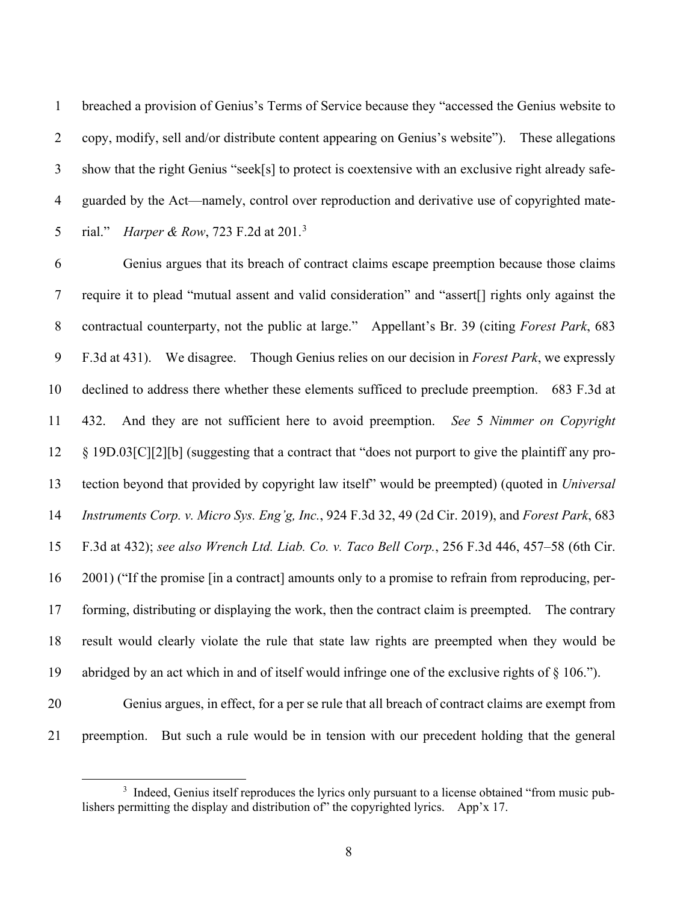breached a provision of Genius's Terms of Service because they "accessed the Genius website to copy, modify, sell and/or distribute content appearing on Genius's website"). These allegations show that the right Genius "seek[s] to protect is coextensive with an exclusive right already safeguarded by the Act—namely, control over reproduction and derivative use of copyrighted material." *Harper & Row*, 723 F.2d at 201.[3]

Genius argues that its breach of contract claims escape preemption because those claims require it to plead "mutual assent and valid consideration" and "assert[] rights only against the contractual counterparty, not the public at large." Appellant's Br. 39 (citing *Forest Park*, 683 F.3d at 431). We disagree. Though Genius relies on our decision in *Forest Park*, we expressly declined to address there whether these elements sufficed to preclude preemption. 683 F.3d at 432. And they are not sufficient here to avoid preemption. *See* 5 *Nimmer on Copyright* § 19D.03[C][2][b] (suggesting that a contract that "does not purport to give the plaintiff any protection beyond that provided by copyright law itself" would be preempted) (quoted in *Universal Instruments Corp. v. Micro Sys. Eng'g, Inc.*, 924 F.3d 32, 49 (2d Cir. 2019), and *Forest Park*, 683 F.3d at 432); *see also Wrench Ltd. Liab. Co. v. Taco Bell Corp.*, 256 F.3d 446, 457–58 (6th Cir. 2001) ("If the promise [in a contract] amounts only to a promise to refrain from reproducing, performing, distributing or displaying the work, then the contract claim is preempted. The contrary result would clearly violate the rule that state law rights are preempted when they would be abridged by an act which in and of itself would infringe one of the exclusive rights of § 106.").

Genius argues, in effect, for a per se rule that all breach of contract claims are exempt from preemption. But such a rule would be in tension with our precedent holding that the general

[3] Indeed, Genius itself reproduces the lyrics only pursuant to a license obtained "from music publishers permitting the display and distribution of" the copyrighted lyrics. App'x 17.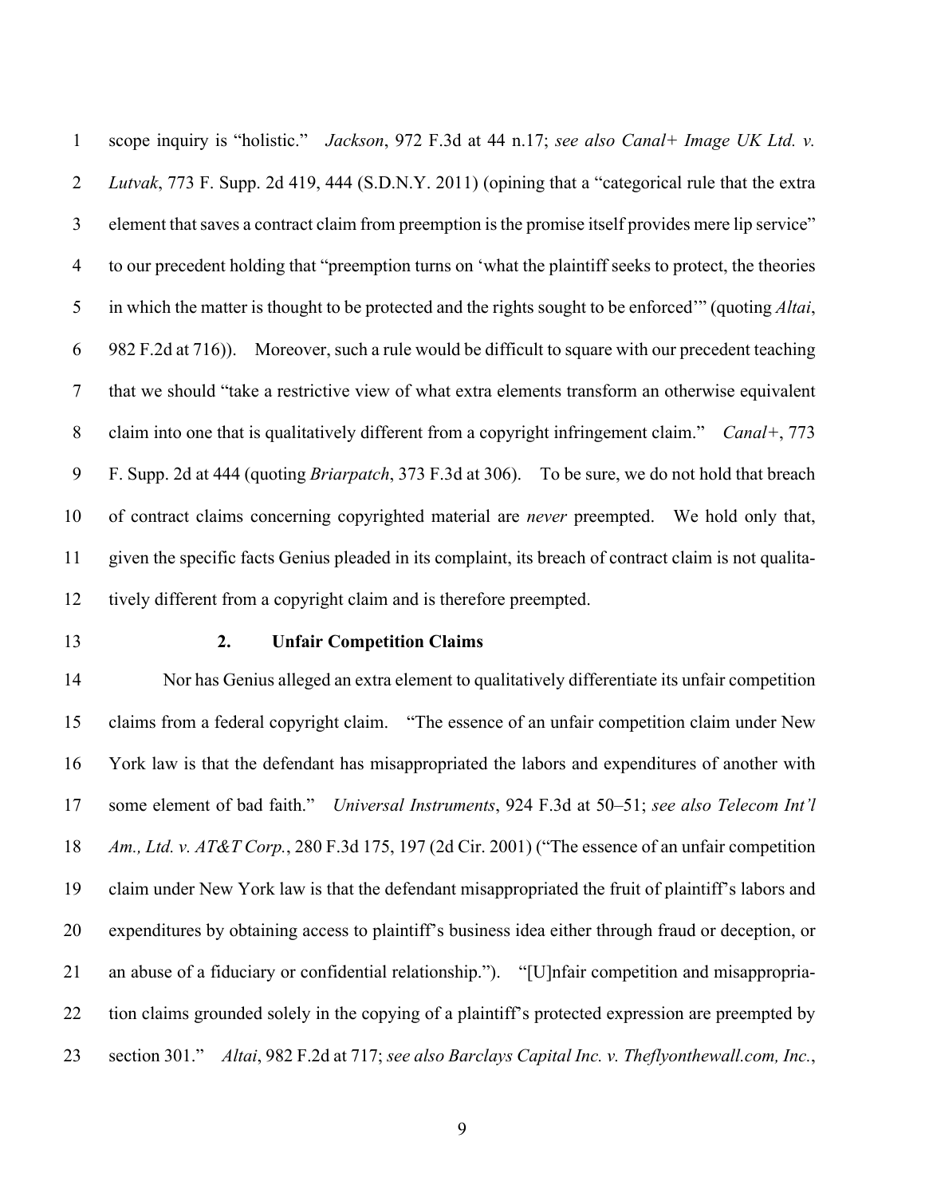scope inquiry is "holistic." *Jackson*, 972 F.3d at 44 n.17; *see also Canal+ Image UK Ltd. v. Lutvak*, 773 F. Supp. 2d 419, 444 (S.D.N.Y. 2011) (opining that a "categorical rule that the extra element that saves a contract claim from preemption is the promise itself provides mere lip service" to our precedent holding that "preemption turns on 'what the plaintiff seeks to protect, the theories in which the matter is thought to be protected and the rights sought to be enforced'" (quoting *Altai*, 982 F.2d at 716)). Moreover, such a rule would be difficult to square with our precedent teaching that we should "take a restrictive view of what extra elements transform an otherwise equivalent claim into one that is qualitatively different from a copyright infringement claim." *Canal+*, 773 F. Supp. 2d at 444 (quoting *Briarpatch*, 373 F.3d at 306). To be sure, we do not hold that breach of contract claims concerning copyrighted material are *never* preempted. We hold only that, given the specific facts Genius pleaded in its complaint, its breach of contract claim is not qualitatively different from a copyright claim and is therefore preempted.

### 2. Unfair Competition Claims

Nor has Genius alleged an extra element to qualitatively differentiate its unfair competition claims from a federal copyright claim. "The essence of an unfair competition claim under New York law is that the defendant has misappropriated the labors and expenditures of another with some element of bad faith." *Universal Instruments*, 924 F.3d at 50–51; *see also Telecom Int'l Am., Ltd. v. AT&T Corp.*, 280 F.3d 175, 197 (2d Cir. 2001) ("The essence of an unfair competition claim under New York law is that the defendant misappropriated the fruit of plaintiff's labors and expenditures by obtaining access to plaintiff's business idea either through fraud or deception, or an abuse of a fiduciary or confidential relationship."). "[U]nfair competition and misappropriation claims grounded solely in the copying of a plaintiff's protected expression are preempted by section 301." *Altai*, 982 F.2d at 717; *see also Barclays Capital Inc. v. Theflyonthewall.com, Inc.*,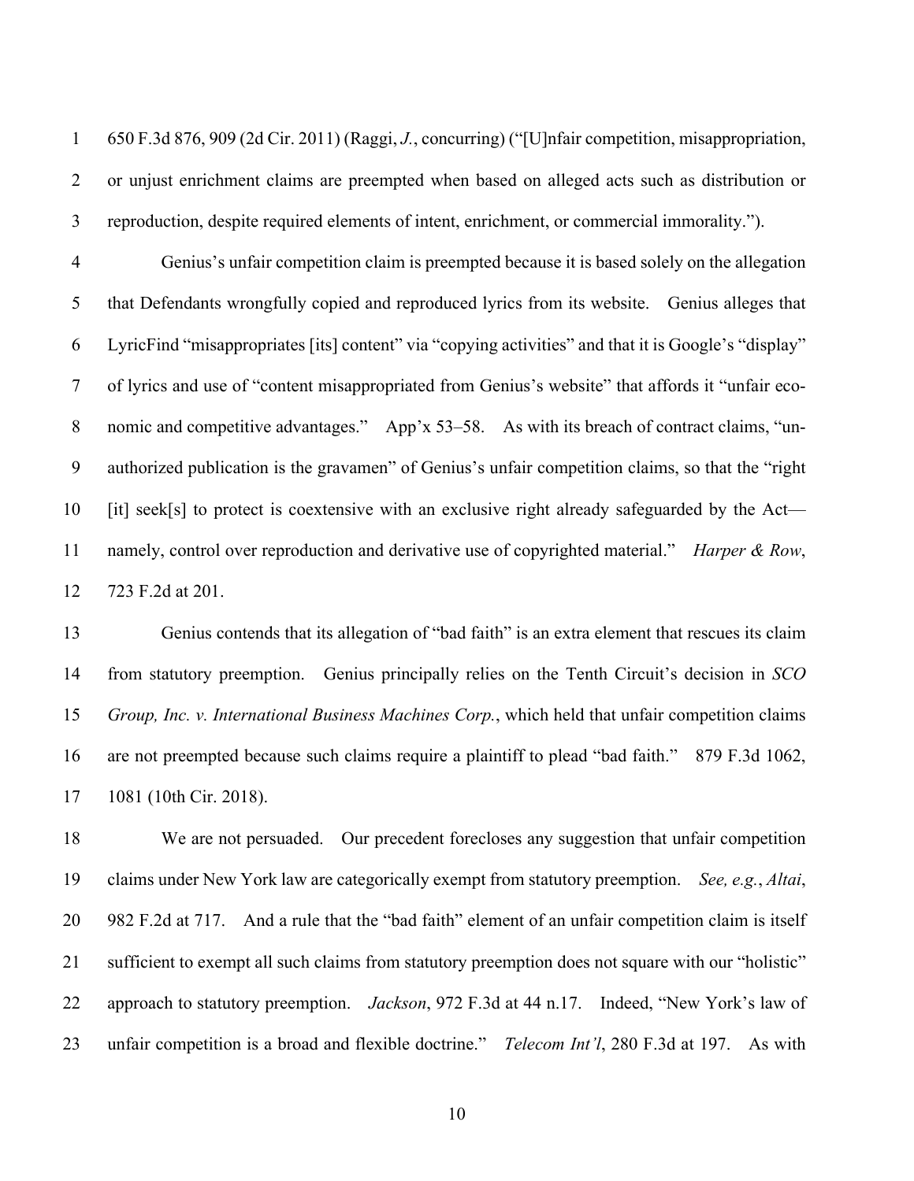650 F.3d 876, 909 (2d Cir. 2011) (Raggi, *J.*, concurring) ("[U]nfair competition, misappropriation, or unjust enrichment claims are preempted when based on alleged acts such as distribution or reproduction, despite required elements of intent, enrichment, or commercial immorality.").

Genius's unfair competition claim is preempted because it is based solely on the allegation that Defendants wrongfully copied and reproduced lyrics from its website. Genius alleges that LyricFind "misappropriates [its] content" via "copying activities" and that it is Google's "display" of lyrics and use of "content misappropriated from Genius's website" that affords it "unfair economic and competitive advantages." App'x 53–58. As with its breach of contract claims, "unauthorized publication is the gravamen" of Genius's unfair competition claims, so that the "right [it] seek[s] to protect is coextensive with an exclusive right already safeguarded by the Act—namely, control over reproduction and derivative use of copyrighted material." *Harper & Row*, 723 F.2d at 201.

Genius contends that its allegation of "bad faith" is an extra element that rescues its claim from statutory preemption. Genius principally relies on the Tenth Circuit's decision in *SCO Group, Inc. v. International Business Machines Corp.*, which held that unfair competition claims are not preempted because such claims require a plaintiff to plead "bad faith." 879 F.3d 1062, 1081 (10th Cir. 2018).

We are not persuaded. Our precedent forecloses any suggestion that unfair competition claims under New York law are categorically exempt from statutory preemption. *See, e.g.*, *Altai*, 982 F.2d at 717. And a rule that the "bad faith" element of an unfair competition claim is itself sufficient to exempt all such claims from statutory preemption does not square with our "holistic" approach to statutory preemption. *Jackson*, 972 F.3d at 44 n.17. Indeed, "New York's law of unfair competition is a broad and flexible doctrine." *Telecom Int'l*, 280 F.3d at 197. As with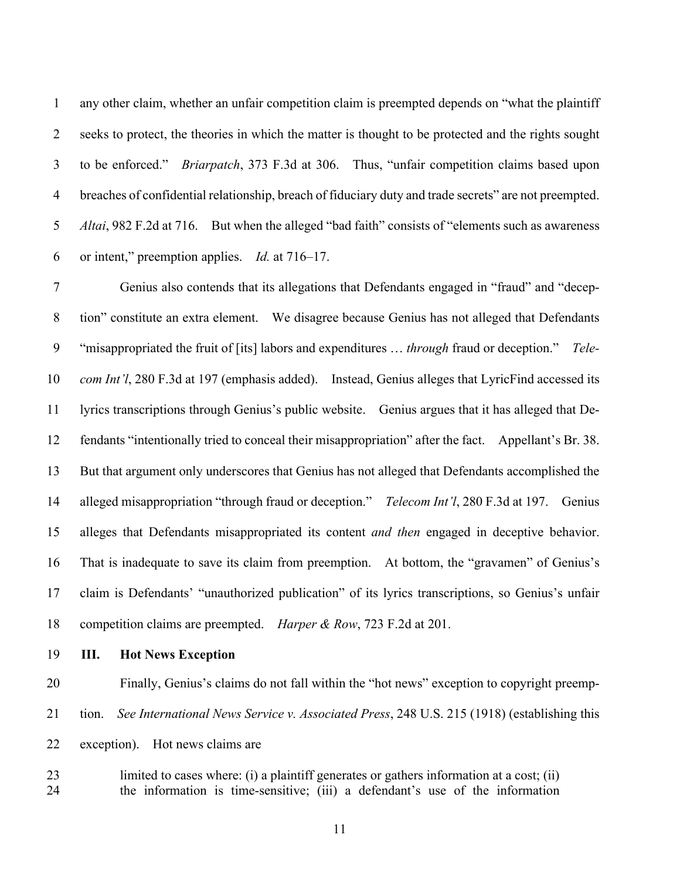any other claim, whether an unfair competition claim is preempted depends on "what the plaintiff seeks to protect, the theories in which the matter is thought to be protected and the rights sought to be enforced." *Briarpatch*, 373 F.3d at 306. Thus, "unfair competition claims based upon breaches of confidential relationship, breach of fiduciary duty and trade secrets" are not preempted. *Altai*, 982 F.2d at 716. But when the alleged "bad faith" consists of "elements such as awareness or intent," preemption applies. *Id.* at 716–17.

Genius also contends that its allegations that Defendants engaged in "fraud" and "deception" constitute an extra element. We disagree because Genius has not alleged that Defendants "misappropriated the fruit of [its] labors and expenditures … *through* fraud or deception." *Telecom Int'l*, 280 F.3d at 197 (emphasis added). Instead, Genius alleges that LyricFind accessed its lyrics transcriptions through Genius's public website. Genius argues that it has alleged that Defendants "intentionally tried to conceal their misappropriation" after the fact. Appellant's Br. 38. But that argument only underscores that Genius has not alleged that Defendants accomplished the alleged misappropriation "through fraud or deception." *Telecom Int'l*, 280 F.3d at 197. Genius alleges that Defendants misappropriated its content *and then* engaged in deceptive behavior. That is inadequate to save its claim from preemption. At bottom, the "gravamen" of Genius's claim is Defendants' "unauthorized publication" of its lyrics transcriptions, so Genius's unfair competition claims are preempted. *Harper & Row*, 723 F.2d at 201.

## III. Hot News Exception

Finally, Genius's claims do not fall within the "hot news" exception to copyright preemption. *See International News Service v. Associated Press*, 248 U.S. 215 (1918) (establishing this exception). Hot news claims are

> limited to cases where: (i) a plaintiff generates or gathers information at a cost; (ii) the information is time-sensitive; (iii) a defendant's use of the information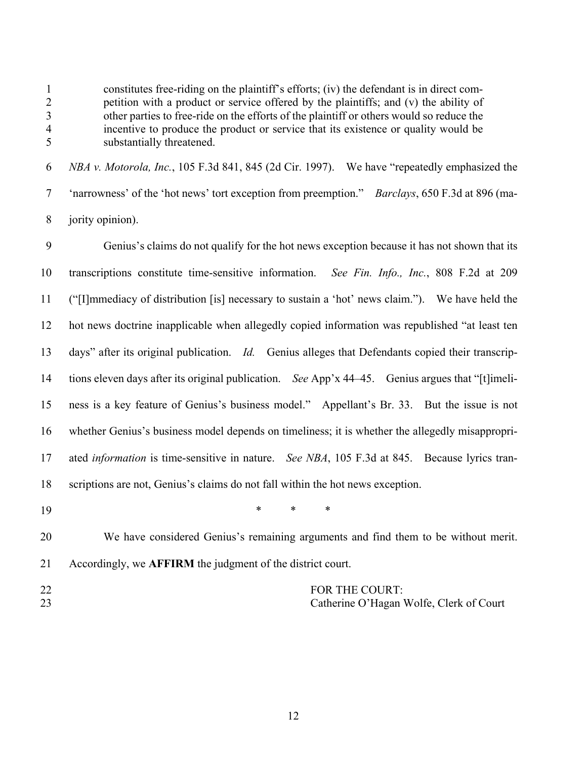> constitutes free-riding on the plaintiff's efforts; (iv) the defendant is in direct competition with a product or service offered by the plaintiffs; and (v) the ability of other parties to free-ride on the efforts of the plaintiff or others would so reduce the incentive to produce the product or service that its existence or quality would be substantially threatened.

*NBA v. Motorola, Inc.*, 105 F.3d 841, 845 (2d Cir. 1997). We have "repeatedly emphasized the 'narrowness' of the 'hot news' tort exception from preemption." *Barclays*, 650 F.3d at 896 (majority opinion).

Genius's claims do not qualify for the hot news exception because it has not shown that its transcriptions constitute time-sensitive information. *See Fin. Info., Inc.*, 808 F.2d at 209 ("[I]mmediacy of distribution [is] necessary to sustain a 'hot' news claim."). We have held the hot news doctrine inapplicable when allegedly copied information was republished "at least ten days" after its original publication. *Id.* Genius alleges that Defendants copied their transcriptions eleven days after its original publication. *See* App'x 44–45. Genius argues that "[t]imeliness is a key feature of Genius's business model." Appellant's Br. 33. But the issue is not whether Genius's business model depends on timeliness; it is whether the allegedly misappropriated *information* is time-sensitive in nature. *See NBA*, 105 F.3d at 845. Because lyrics transcriptions are not, Genius's claims do not fall within the hot news exception.

\* \* \*

We have considered Genius's remaining arguments and find them to be without merit. Accordingly, we **AFFIRM** the judgment of the district court.

FOR THE COURT:
Catherine O'Hagan Wolfe, Clerk of Court